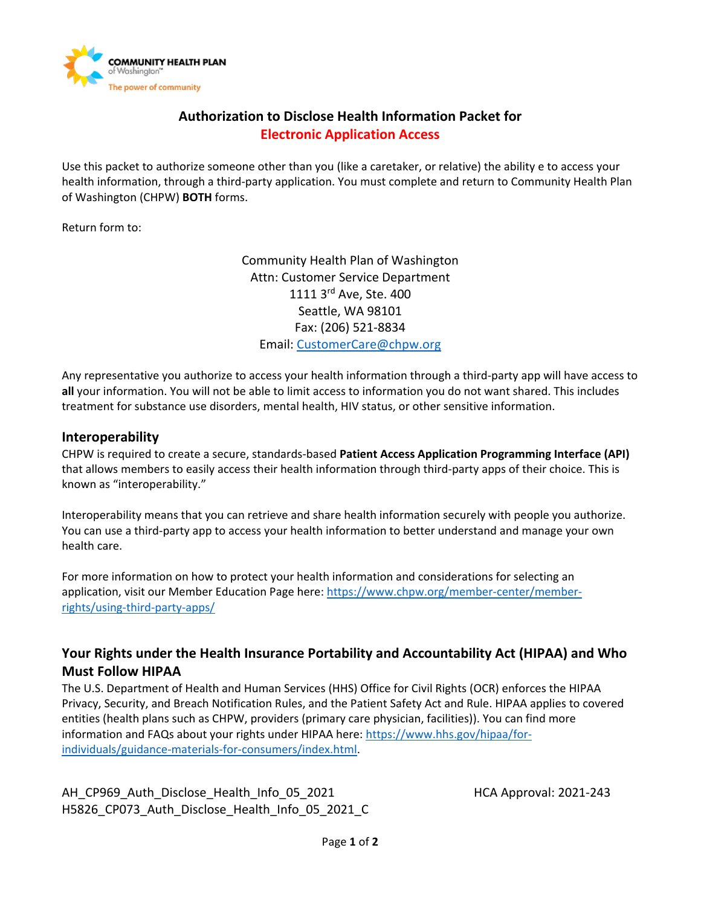# Authorization to Disclose Health Information Packet for Electronic Application Access

Use this packet to authorize someone other than you (like a caretaker, or relative) the ability e to access your health information, through a third-party application. You must complete and return to Community Health Plan of Washington (CHPW) **BOTH** forms.

Return form to:

Community Health Plan of Washington
Attn: Customer Service Department
1111 3rd Ave, Ste. 400
Seattle, WA 98101
Fax: (206) 521-8834
Email: CustomerCare@chpw.org

Any representative you authorize to access your health information through a third-party app will have access to **all** your information. You will not be able to limit access to information you do not want shared. This includes treatment for substance use disorders, mental health, HIV status, or other sensitive information.

## Interoperability

CHPW is required to create a secure, standards-based **Patient Access Application Programming Interface (API)** that allows members to easily access their health information through third-party apps of their choice. This is known as "interoperability."

Interoperability means that you can retrieve and share health information securely with people you authorize. You can use a third-party app to access your health information to better understand and manage your own health care.

For more information on how to protect your health information and considerations for selecting an application, visit our Member Education Page here: https://www.chpw.org/member-center/member-rights/using-third-party-apps/

## Your Rights under the Health Insurance Portability and Accountability Act (HIPAA) and Who Must Follow HIPAA

The U.S. Department of Health and Human Services (HHS) Office for Civil Rights (OCR) enforces the HIPAA Privacy, Security, and Breach Notification Rules, and the Patient Safety Act and Rule. HIPAA applies to covered entities (health plans such as CHPW, providers (primary care physician, facilities)). You can find more information and FAQs about your rights under HIPAA here: https://www.hhs.gov/hipaa/for-individuals/guidance-materials-for-consumers/index.html.

AH_CP969_Auth_Disclose_Health_Info_05_2021
H5826_CP073_Auth_Disclose_Health_Info_05_2021_C

HCA Approval: 2021-243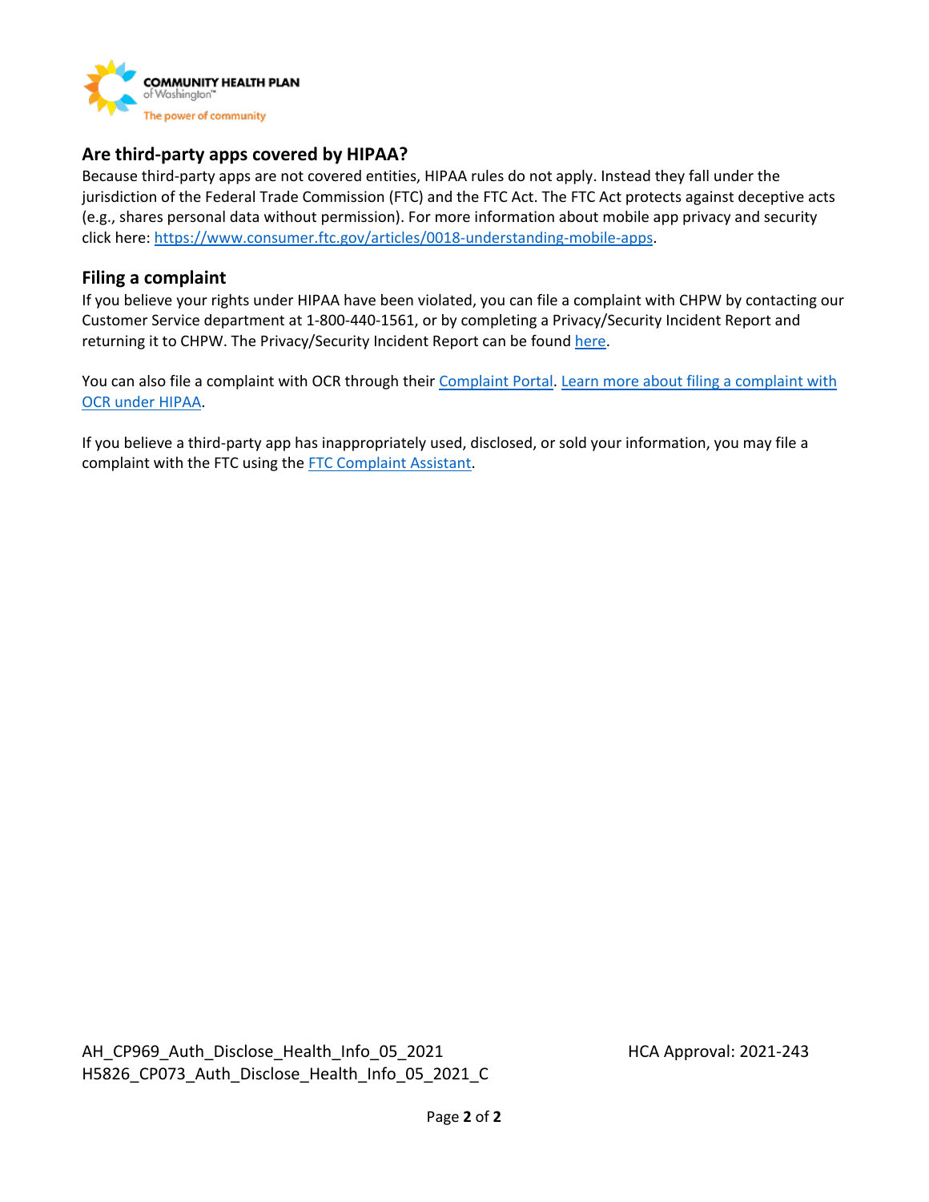## Are third-party apps covered by HIPAA?

Because third-party apps are not covered entities, HIPAA rules do not apply. Instead they fall under the jurisdiction of the Federal Trade Commission (FTC) and the FTC Act. The FTC Act protects against deceptive acts (e.g., shares personal data without permission). For more information about mobile app privacy and security click here: https://www.consumer.ftc.gov/articles/0018-understanding-mobile-apps.

## Filing a complaint

If you believe your rights under HIPAA have been violated, you can file a complaint with CHPW by contacting our Customer Service department at 1-800-440-1561, or by completing a Privacy/Security Incident Report and returning it to CHPW. The Privacy/Security Incident Report can be found here.

You can also file a complaint with OCR through their Complaint Portal. Learn more about filing a complaint with OCR under HIPAA.

If you believe a third-party app has inappropriately used, disclosed, or sold your information, you may file a complaint with the FTC using the FTC Complaint Assistant.

AH_CP969_Auth_Disclose_Health_Info_05_2021
H5826_CP073_Auth_Disclose_Health_Info_05_2021_C

HCA Approval: 2021-243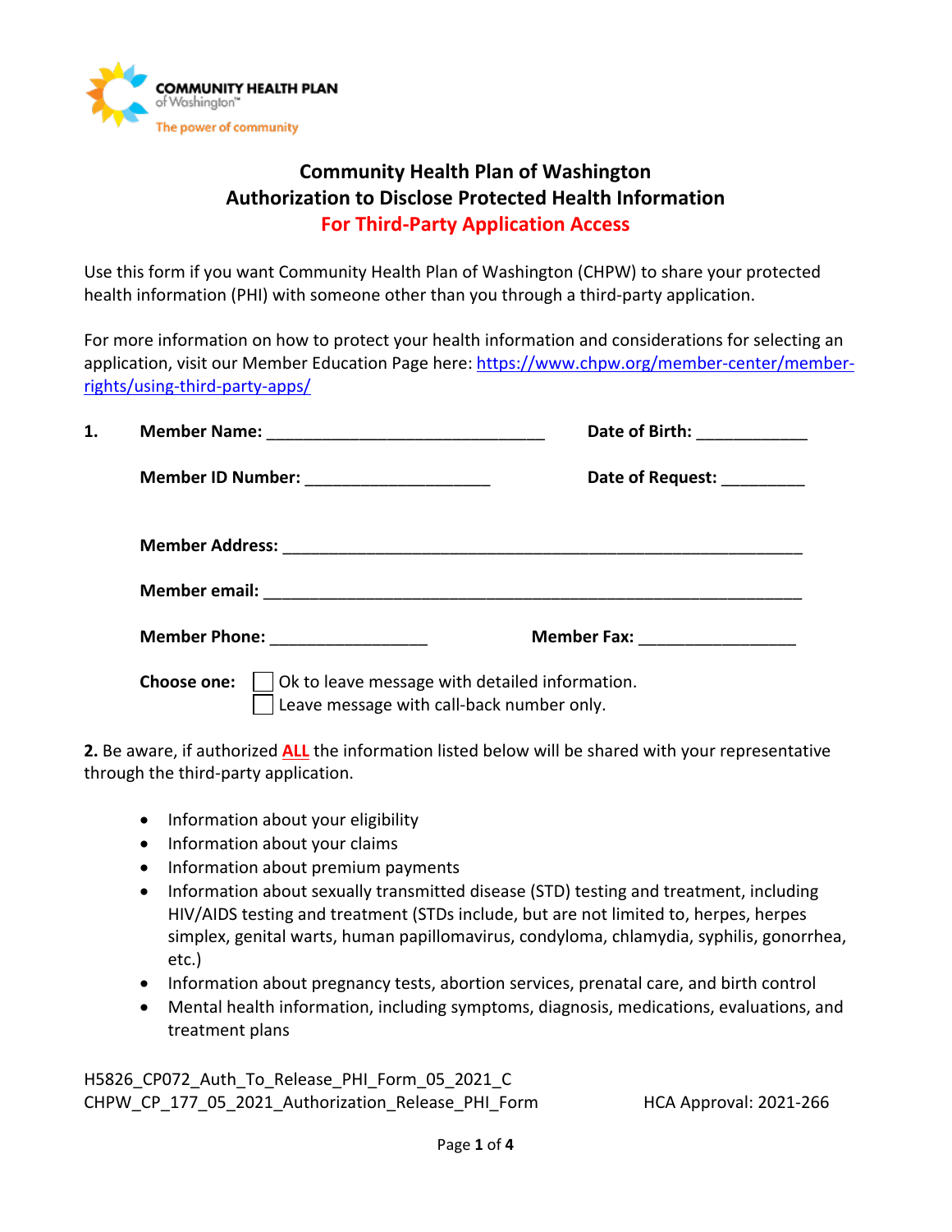COMMUNITY HEALTH PLAN of Washington™
The power of community

# Community Health Plan of Washington
## Authorization to Disclose Protected Health Information
## For Third-Party Application Access

Use this form if you want Community Health Plan of Washington (CHPW) to share your protected health information (PHI) with someone other than you through a third-party application.

For more information on how to protect your health information and considerations for selecting an application, visit our Member Education Page here: https://www.chpw.org/member-center/member-rights/using-third-party-apps/

**1.** **Member Name:** _______________________________ **Date of Birth:** ____________

**Member ID Number:** ____________________ **Date of Request:** _________

**Member Address:** __________________________________________________________

**Member email:** ____________________________________________________________

**Member Phone:** _________________ **Member Fax:** _________________

**Choose one:** ☐ Ok to leave message with detailed information.
☐ Leave message with call-back number only.

**2.** Be aware, if authorized **ALL** the information listed below will be shared with your representative through the third-party application.

- Information about your eligibility
- Information about your claims
- Information about premium payments
- Information about sexually transmitted disease (STD) testing and treatment, including HIV/AIDS testing and treatment (STDs include, but are not limited to, herpes, herpes simplex, genital warts, human papillomavirus, condyloma, chlamydia, syphilis, gonorrhea, etc.)
- Information about pregnancy tests, abortion services, prenatal care, and birth control
- Mental health information, including symptoms, diagnosis, medications, evaluations, and treatment plans

H5826_CP072_Auth_To_Release_PHI_Form_05_2021_C
CHPW_CP_177_05_2021_Authorization_Release_PHI_Form HCA Approval: 2021-266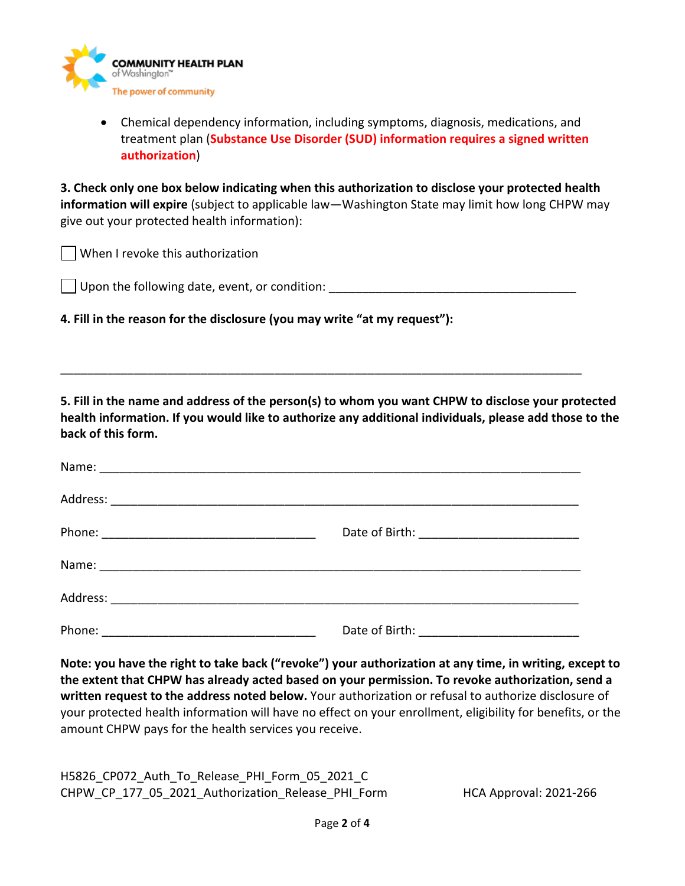- Chemical dependency information, including symptoms, diagnosis, medications, and treatment plan (**Substance Use Disorder (SUD) information requires a signed written authorization**)

**3. Check only one box below indicating when this authorization to disclose your protected health information will expire** (subject to applicable law—Washington State may limit how long CHPW may give out your protected health information):

☐ When I revoke this authorization

☐ Upon the following date, event, or condition: ______________________________________

**4. Fill in the reason for the disclosure (you may write "at my request"):**

________________________________________________________________________________

**5. Fill in the name and address of the person(s) to whom you want CHPW to disclose your protected health information. If you would like to authorize any additional individuals, please add those to the back of this form.**

Name: __________________________________________________________________________

Address: ________________________________________________________________________

Phone: _________________________________ Date of Birth: _________________________

Name: __________________________________________________________________________

Address: ________________________________________________________________________

Phone: _________________________________ Date of Birth: _________________________

**Note: you have the right to take back ("revoke") your authorization at any time, in writing, except to the extent that CHPW has already acted based on your permission. To revoke authorization, send a written request to the address noted below.** Your authorization or refusal to authorize disclosure of your protected health information will have no effect on your enrollment, eligibility for benefits, or the amount CHPW pays for the health services you receive.

H5826_CP072_Auth_To_Release_PHI_Form_05_2021_C
CHPW_CP_177_05_2021_Authorization_Release_PHI_Form HCA Approval: 2021-266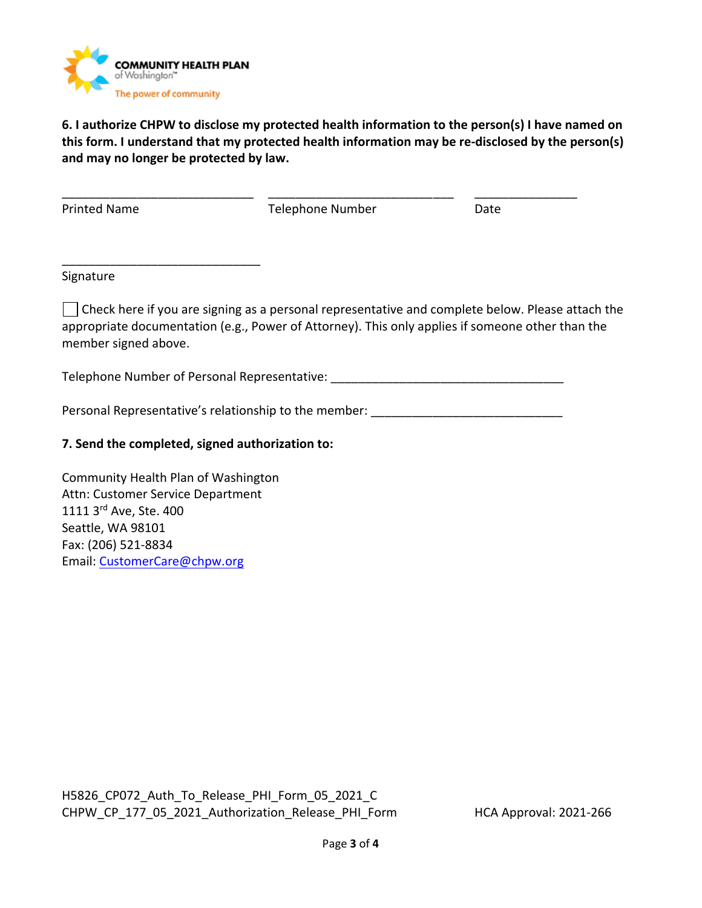**6. I authorize CHPW to disclose my protected health information to the person(s) I have named on this form. I understand that my protected health information may be re-disclosed by the person(s) and may no longer be protected by law.**

_____________________________ _____________________________ _______________

Printed Name Telephone Number Date

_____________________________

Signature

☐ Check here if you are signing as a personal representative and complete below. Please attach the appropriate documentation (e.g., Power of Attorney). This only applies if someone other than the member signed above.

Telephone Number of Personal Representative: ___________________________________

Personal Representative's relationship to the member: ____________________________

**7. Send the completed, signed authorization to:**

Community Health Plan of Washington
Attn: Customer Service Department
1111 3rd Ave, Ste. 400
Seattle, WA 98101
Fax: (206) 521-8834
Email: CustomerCare@chpw.org

H5826_CP072_Auth_To_Release_PHI_Form_05_2021_C
CHPW_CP_177_05_2021_Authorization_Release_PHI_Form HCA Approval: 2021-266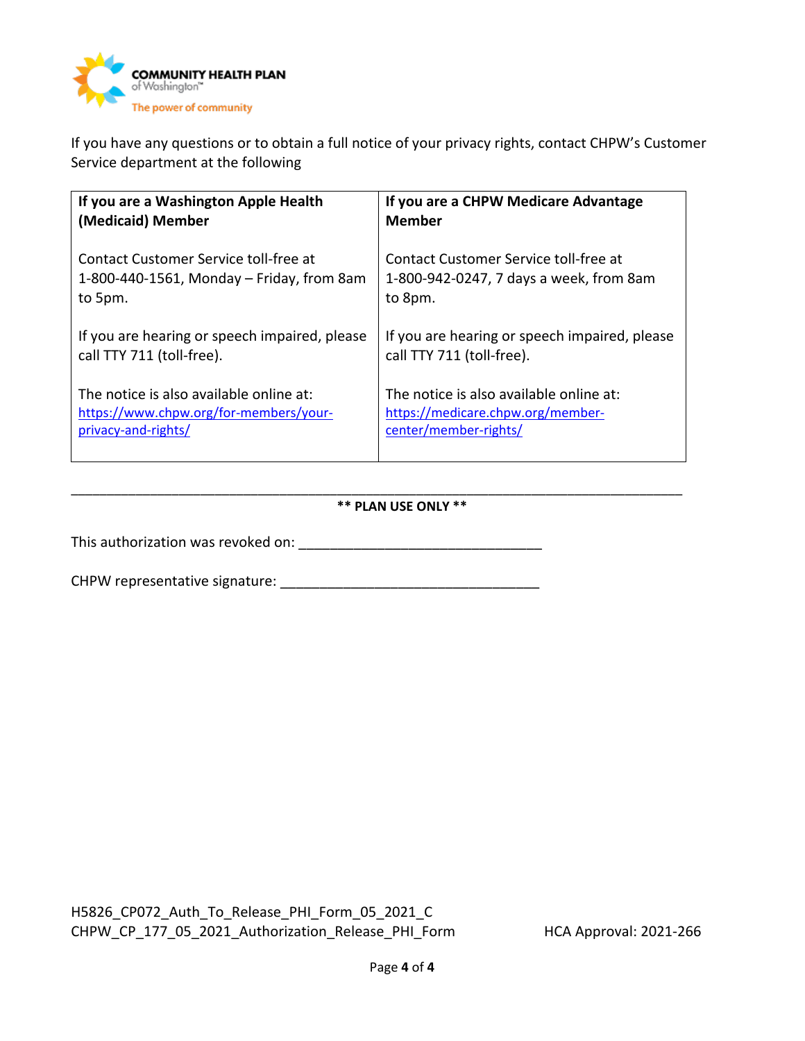If you have any questions or to obtain a full notice of your privacy rights, contact CHPW's Customer Service department at the following

| **If you are a Washington Apple Health (Medicaid) Member** | **If you are a CHPW Medicare Advantage Member** |
|---|---|
| Contact Customer Service toll-free at 1-800-440-1561, Monday – Friday, from 8am to 5pm.<br><br>If you are hearing or speech impaired, please call TTY 711 (toll-free).<br><br>The notice is also available online at: https://www.chpw.org/for-members/your-privacy-and-rights/ | Contact Customer Service toll-free at 1-800-942-0247, 7 days a week, from 8am to 8pm.<br><br>If you are hearing or speech impaired, please call TTY 711 (toll-free).<br><br>The notice is also available online at: https://medicare.chpw.org/member-center/member-rights/ |

---

**** PLAN USE ONLY ****

This authorization was revoked on: ______________________________

CHPW representative signature: ________________________________

H5826_CP072_Auth_To_Release_PHI_Form_05_2021_C
CHPW_CP_177_05_2021_Authorization_Release_PHI_Form HCA Approval: 2021-266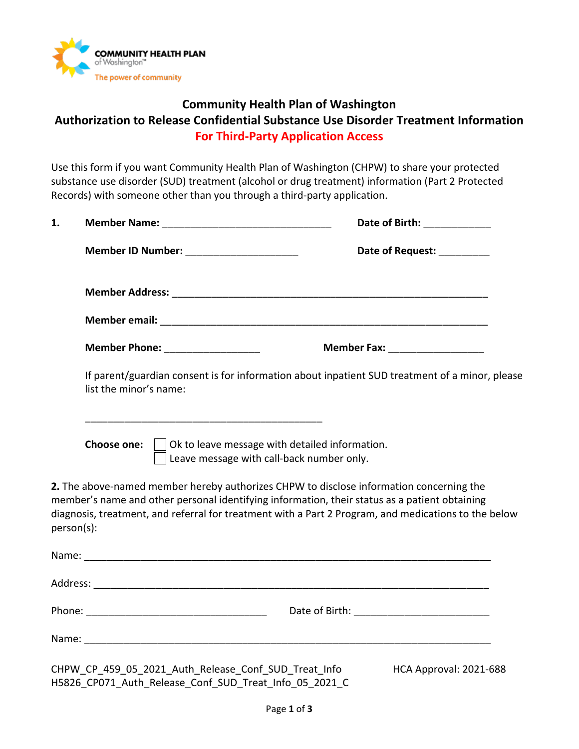COMMUNITY HEALTH PLAN of Washington™
The power of community

## Community Health Plan of Washington
## Authorization to Release Confidential Substance Use Disorder Treatment Information
## For Third-Party Application Access

Use this form if you want Community Health Plan of Washington (CHPW) to share your protected substance use disorder (SUD) treatment (alcohol or drug treatment) information (Part 2 Protected Records) with someone other than you through a third-party application.

**1. Member Name:** ______________________________ **Date of Birth:** ____________

**Member ID Number:** ____________________ **Date of Request:** _________

**Member Address:** ________________________________________________________

**Member email:** __________________________________________________________

**Member Phone:** _________________ **Member Fax:** _________________

If parent/guardian consent is for information about inpatient SUD treatment of a minor, please list the minor's name:

___________________________________________

**Choose one:** ☐ Ok to leave message with detailed information.
☐ Leave message with call-back number only.

**2.** The above-named member hereby authorizes CHPW to disclose information concerning the member's name and other personal identifying information, their status as a patient obtaining diagnosis, treatment, and referral for treatment with a Part 2 Program, and medications to the below person(s):

Name: __________________________________________________________________________

Address: ________________________________________________________________________

Phone: _________________________________ Date of Birth: _________________________

Name: __________________________________________________________________________

CHPW_CP_459_05_2021_Auth_Release_Conf_SUD_Treat_Info HCA Approval: 2021-688
H5826_CP071_Auth_Release_Conf_SUD_Treat_Info_05_2021_C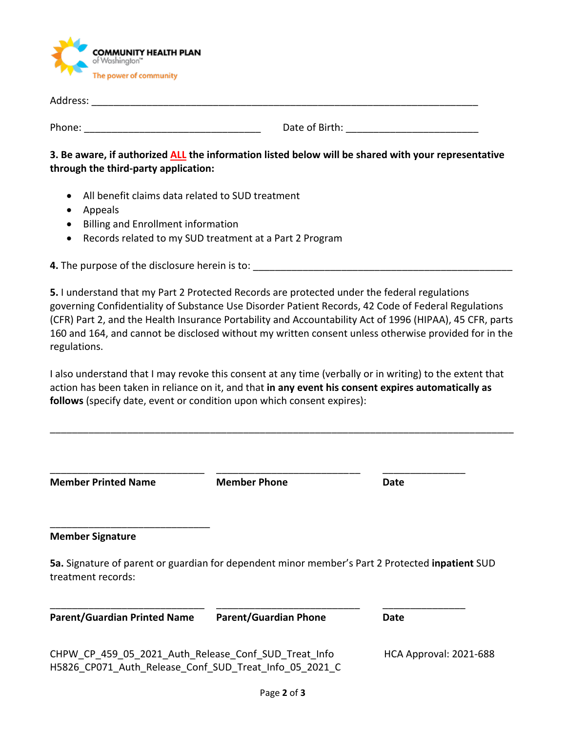COMMUNITY HEALTH PLAN of Washington™

The power of community

Address: ___________________________________________________________________________

Phone: _________________________________ Date of Birth: ________________________

**3. Be aware, if authorized ALL the information listed below will be shared with your representative through the third-party application:**

- All benefit claims data related to SUD treatment
- Appeals
- Billing and Enrollment information
- Records related to my SUD treatment at a Part 2 Program

**4.** The purpose of the disclosure herein is to: ______________________________________________

**5.** I understand that my Part 2 Protected Records are protected under the federal regulations governing Confidentiality of Substance Use Disorder Patient Records, 42 Code of Federal Regulations (CFR) Part 2, and the Health Insurance Portability and Accountability Act of 1996 (HIPAA), 45 CFR, parts 160 and 164, and cannot be disclosed without my written consent unless otherwise provided for in the regulations.

I also understand that I may revoke this consent at any time (verbally or in writing) to the extent that action has been taken in reliance on it, and that **in any event his consent expires automatically as follows** (specify date, event or condition upon which consent expires):

_____________________________________________________________________________________

_____________________________ _____________________________ _______________

**Member Printed Name** **Member Phone** **Date**

_____________________________

**Member Signature**

**5a.** Signature of parent or guardian for dependent minor member's Part 2 Protected **inpatient** SUD treatment records:

_____________________________ _____________________________ _______________

**Parent/Guardian Printed Name** **Parent/Guardian Phone** **Date**

CHPW_CP_459_05_2021_Auth_Release_Conf_SUD_Treat_Info HCA Approval: 2021-688
H5826_CP071_Auth_Release_Conf_SUD_Treat_Info_05_2021_C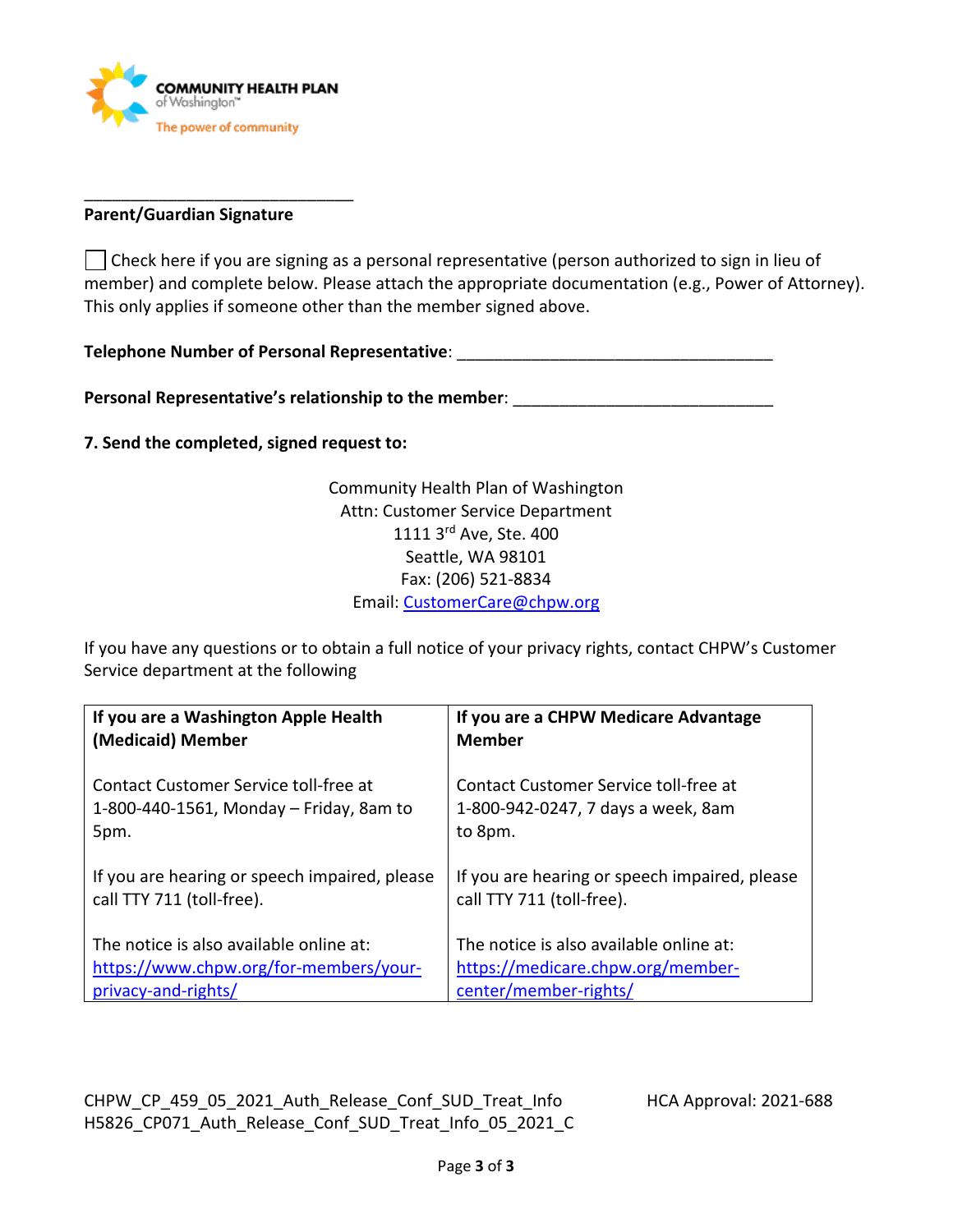\_\_\_\_\_\_\_\_\_\_\_\_\_\_\_\_\_\_\_\_\_\_\_\_\_\_\_\_\_\_
**Parent/Guardian Signature**

☐ Check here if you are signing as a personal representative (person authorized to sign in lieu of member) and complete below. Please attach the appropriate documentation (e.g., Power of Attorney). This only applies if someone other than the member signed above.

**Telephone Number of Personal Representative**: \_\_\_\_\_\_\_\_\_\_\_\_\_\_\_\_\_\_\_\_\_\_\_\_\_\_\_\_\_\_\_\_\_\_\_

**Personal Representative's relationship to the member**: \_\_\_\_\_\_\_\_\_\_\_\_\_\_\_\_\_\_\_\_\_\_\_\_\_\_\_\_\_

**7. Send the completed, signed request to:**

Community Health Plan of Washington
Attn: Customer Service Department
1111 3rd Ave, Ste. 400
Seattle, WA 98101
Fax: (206) 521-8834
Email: CustomerCare@chpw.org

If you have any questions or to obtain a full notice of your privacy rights, contact CHPW's Customer Service department at the following

| If you are a Washington Apple Health (Medicaid) Member | If you are a CHPW Medicare Advantage Member |
|---|---|
| Contact Customer Service toll-free at 1-800-440-1561, Monday – Friday, 8am to 5pm. | Contact Customer Service toll-free at 1-800-942-0247, 7 days a week, 8am to 8pm. |
| If you are hearing or speech impaired, please call TTY 711 (toll-free). | If you are hearing or speech impaired, please call TTY 711 (toll-free). |
| The notice is also available online at: https://www.chpw.org/for-members/your-privacy-and-rights/ | The notice is also available online at: https://medicare.chpw.org/member-center/member-rights/ |

CHPW_CP_459_05_2021_Auth_Release_Conf_SUD_Treat_Info HCA Approval: 2021-688
H5826_CP071_Auth_Release_Conf_SUD_Treat_Info_05_2021_C